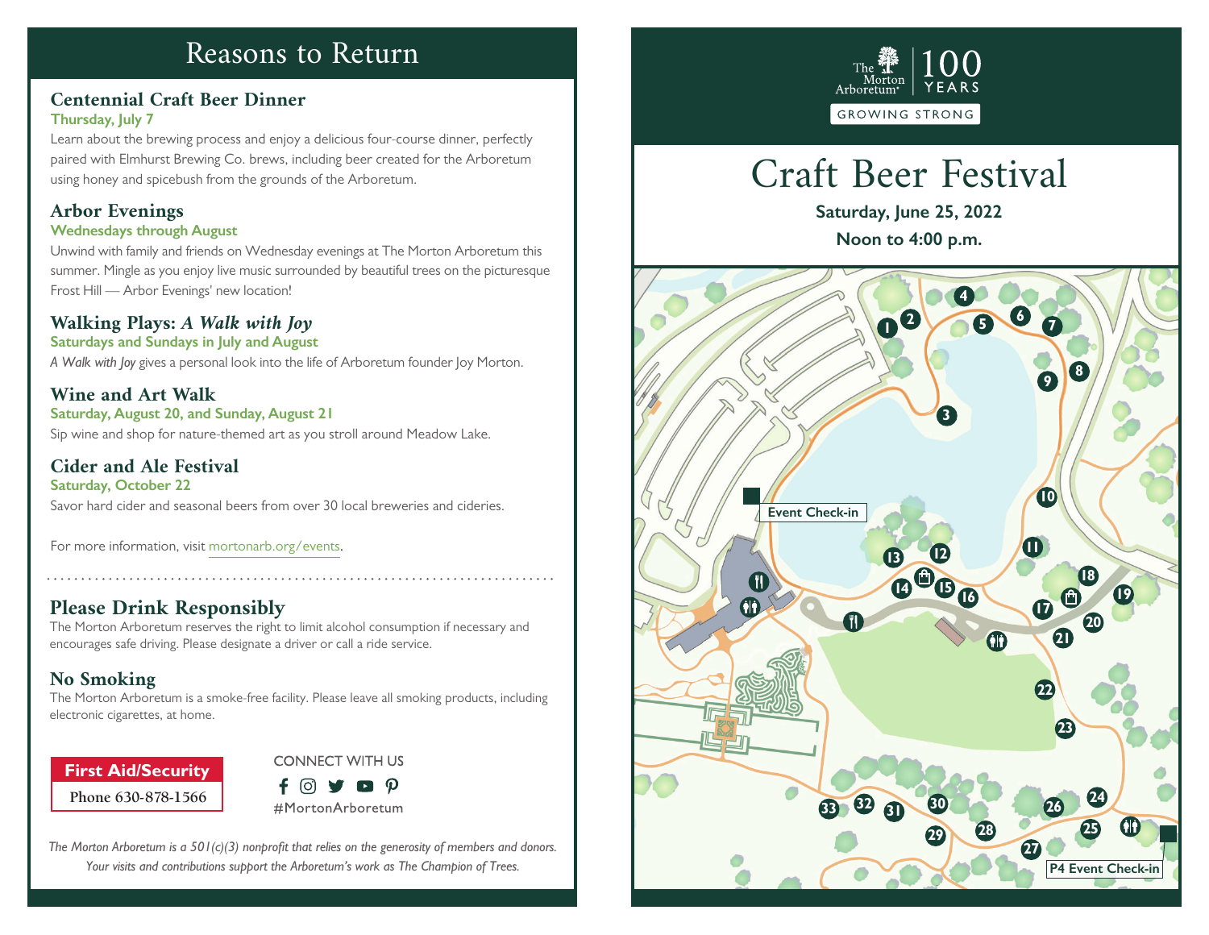# Reasons to Return

## Centennial Craft Beer Dinner

**Thursday, July 7**

Learn about the brewing process and enjoy a delicious four-course dinner, perfectly paired with Elmhurst Brewing Co. brews, including beer created for the Arboretum using honey and spicebush from the grounds of the Arboretum.

## Arbor Evenings

**Wednesdays through August**

Unwind with family and friends on Wednesday evenings at The Morton Arboretum this summer. Mingle as you enjoy live music surrounded by beautiful trees on the picturesque Frost Hill — Arbor Evenings' new location!

## Walking Plays: *A Walk with Joy*

**Saturdays and Sundays in July and August**

*A Walk with Joy* gives a personal look into the life of Arboretum founder Joy Morton.

## Wine and Art Walk

**Saturday, August 20, and Sunday, August 21**

Sip wine and shop for nature-themed art as you stroll around Meadow Lake.

## Cider and Ale Festival

**Saturday, October 22**

Savor hard cider and seasonal beers from over 30 local breweries and cideries.

For more information, visit mortonarb.org/events.

## Please Drink Responsibly

The Morton Arboretum reserves the right to limit alcohol consumption if necessary and encourages safe driving. Please designate a driver or call a ride service.

## No Smoking

The Morton Arboretum is a smoke-free facility. Please leave all smoking products, including electronic cigarettes, at home.

**First Aid/Security**
Phone 630-878-1566

CONNECT WITH US
#MortonArboretum

*The Morton Arboretum is a 501(c)(3) nonprofit that relies on the generosity of members and donors. Your visits and contributions support the Arboretum's work as The Champion of Trees.*

The Morton Arboretum | 100 YEARS
GROWING STRONG

# Craft Beer Festival

**Saturday, June 25, 2022**
**Noon to 4:00 p.m.**

Event Check-in

P4 Event Check-in

1 2 3 4 5 6 7 8 9 10 11 12 13 14 15 16 17 18 19 20 21 22 23 24 25 26 27 28 29 30 31 32 33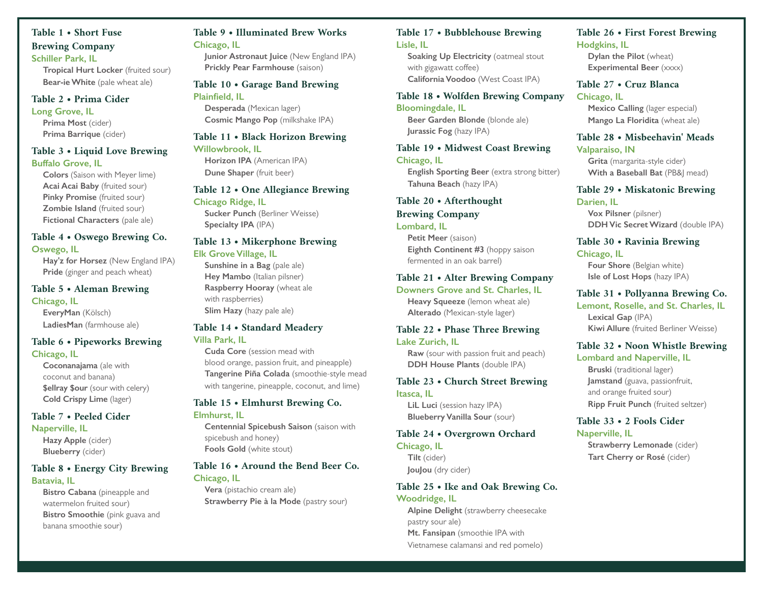### Table 1 • Short Fuse Brewing Company
**Schiller Park, IL**

**Tropical Hurt Locker** (fruited sour)
**Bear-ie White** (pale wheat ale)

### Table 2 • Prima Cider
**Long Grove, IL**

**Prima Most** (cider)
**Prima Barrique** (cider)

### Table 3 • Liquid Love Brewing
**Buffalo Grove, IL**

**Colors** (Saison with Meyer lime)
**Acai Acai Baby** (fruited sour)
**Pinky Promise** (fruited sour)
**Zombie Island** (fruited sour)
**Fictional Characters** (pale ale)

### Table 4 • Oswego Brewing Co.
**Oswego, IL**

**Hay'z for Horsez** (New England IPA)
**Pride** (ginger and peach wheat)

### Table 5 • Aleman Brewing
**Chicago, IL**

**EveryMan** (Kölsch)
**LadiesMan** (farmhouse ale)

### Table 6 • Pipeworks Brewing
**Chicago, IL**

**Coconanajama** (ale with coconut and banana)
**$ellray $our** (sour with celery)
**Cold Crispy Lime** (lager)

### Table 7 • Peeled Cider
**Naperville, IL**

**Hazy Apple** (cider)
**Blueberry** (cider)

### Table 8 • Energy City Brewing
**Batavia, IL**

**Bistro Cabana** (pineapple and watermelon fruited sour)
**Bistro Smoothie** (pink guava and banana smoothie sour)

### Table 9 • Illuminated Brew Works
**Chicago, IL**

**Junior Astronaut Juice** (New England IPA)
**Prickly Pear Farmhouse** (saison)

### Table 10 • Garage Band Brewing
**Plainfield, IL**

**Desperada** (Mexican lager)
**Cosmic Mango Pop** (milkshake IPA)

### Table 11 • Black Horizon Brewing
**Willowbrook, IL**

**Horizon IPA** (American IPA)
**Dune Shaper** (fruit beer)

### Table 12 • One Allegiance Brewing
**Chicago Ridge, IL**

**Sucker Punch** (Berliner Weisse)
**Specialty IPA** (IPA)

### Table 13 • Mikerphone Brewing
**Elk Grove Village, IL**

**Sunshine in a Bag** (pale ale)
**Hey Mambo** (Italian pilsner)
**Raspberry Hooray** (wheat ale with raspberries)
**Slim Hazy** (hazy pale ale)

### Table 14 • Standard Meadery
**Villa Park, IL**

**Cuda Core** (session mead with blood orange, passion fruit, and pineapple)
**Tangerine Piña Colada** (smoothie-style mead with tangerine, pineapple, coconut, and lime)

### Table 15 • Elmhurst Brewing Co.
**Elmhurst, IL**

**Centennial Spicebush Saison** (saison with spicebush and honey)
**Fools Gold** (white stout)

### Table 16 • Around the Bend Beer Co.
**Chicago, IL**

**Vera** (pistachio cream ale)
**Strawberry Pie à la Mode** (pastry sour)

### Table 17 • Bubblehouse Brewing
**Lisle, IL**

**Soaking Up Electricity** (oatmeal stout with gigawatt coffee)
**California Voodoo** (West Coast IPA)

### Table 18 • Wolfden Brewing Company
**Bloomingdale, IL**

**Beer Garden Blonde** (blonde ale)
**Jurassic Fog** (hazy IPA)

### Table 19 • Midwest Coast Brewing
**Chicago, IL**

**English Sporting Beer** (extra strong bitter)
**Tahuna Beach** (hazy IPA)

### Table 20 • Afterthought Brewing Company
**Lombard, IL**

**Petit Meer** (saison)
**Eighth Continent #3** (hoppy saison fermented in an oak barrel)

### Table 21 • Alter Brewing Company
**Downers Grove and St. Charles, IL**

**Heavy Squeeze** (lemon wheat ale)
**Alterado** (Mexican-style lager)

### Table 22 • Phase Three Brewing
**Lake Zurich, IL**

**Raw** (sour with passion fruit and peach)
**DDH House Plants** (double IPA)

### Table 23 • Church Street Brewing
**Itasca, IL**

**LiL Luci** (session hazy IPA)
**Blueberry Vanilla Sour** (sour)

### Table 24 • Overgrown Orchard
**Chicago, IL**

**Tilt** (cider)
**JouJou** (dry cider)

### Table 25 • Ike and Oak Brewing Co.
**Woodridge, IL**

**Alpine Delight** (strawberry cheesecake pastry sour ale)
**Mt. Fansipan** (smoothie IPA with Vietnamese calamansi and red pomelo)

### Table 26 • First Forest Brewing
**Hodgkins, IL**

**Dylan the Pilot** (wheat)
**Experimental Beer** (xxxx)

### Table 27 • Cruz Blanca
**Chicago, IL**

**Mexico Calling** (lager especial)
**Mango La Floridita** (wheat ale)

### Table 28 • Misbeehavin' Meads
**Valparaiso, IN**

**Grita** (margarita-style cider)
**With a Baseball Bat** (PB&J mead)

### Table 29 • Miskatonic Brewing
**Darien, IL**

**Vox Pilsner** (pilsner)
**DDH Vic Secret Wizard** (double IPA)

### Table 30 • Ravinia Brewing
**Chicago, IL**

**Four Shore** (Belgian white)
**Isle of Lost Hops** (hazy IPA)

### Table 31 • Pollyanna Brewing Co.
**Lemont, Roselle, and St. Charles, IL**

**Lexical Gap** (IPA)
**Kiwi Allure** (fruited Berliner Weisse)

### Table 32 • Noon Whistle Brewing
**Lombard and Naperville, IL**

**Bruski** (traditional lager)
**Jamstand** (guava, passionfruit, and orange fruited sour)
**Ripp Fruit Punch** (fruited seltzer)

### Table 33 • 2 Fools Cider
**Naperville, IL**

**Strawberry Lemonade** (cider)
**Tart Cherry or Rosé** (cider)